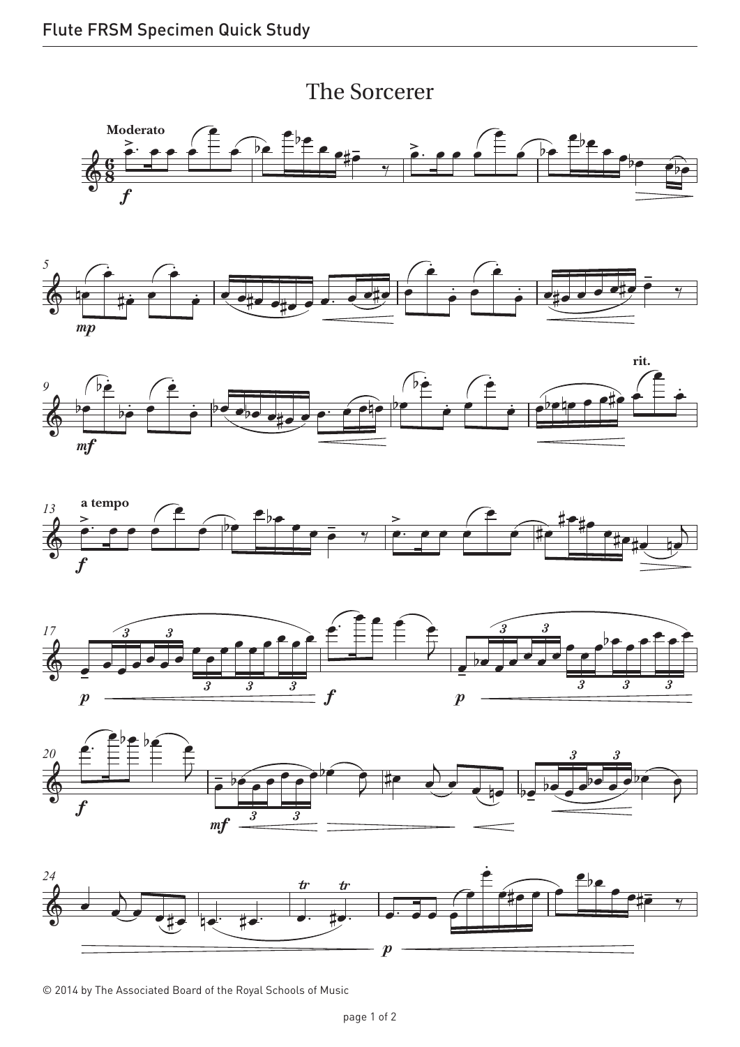# The Sorcerer

Moderato

a tempo

rit.

© 2014 by The Associated Board of the Royal Schools of Music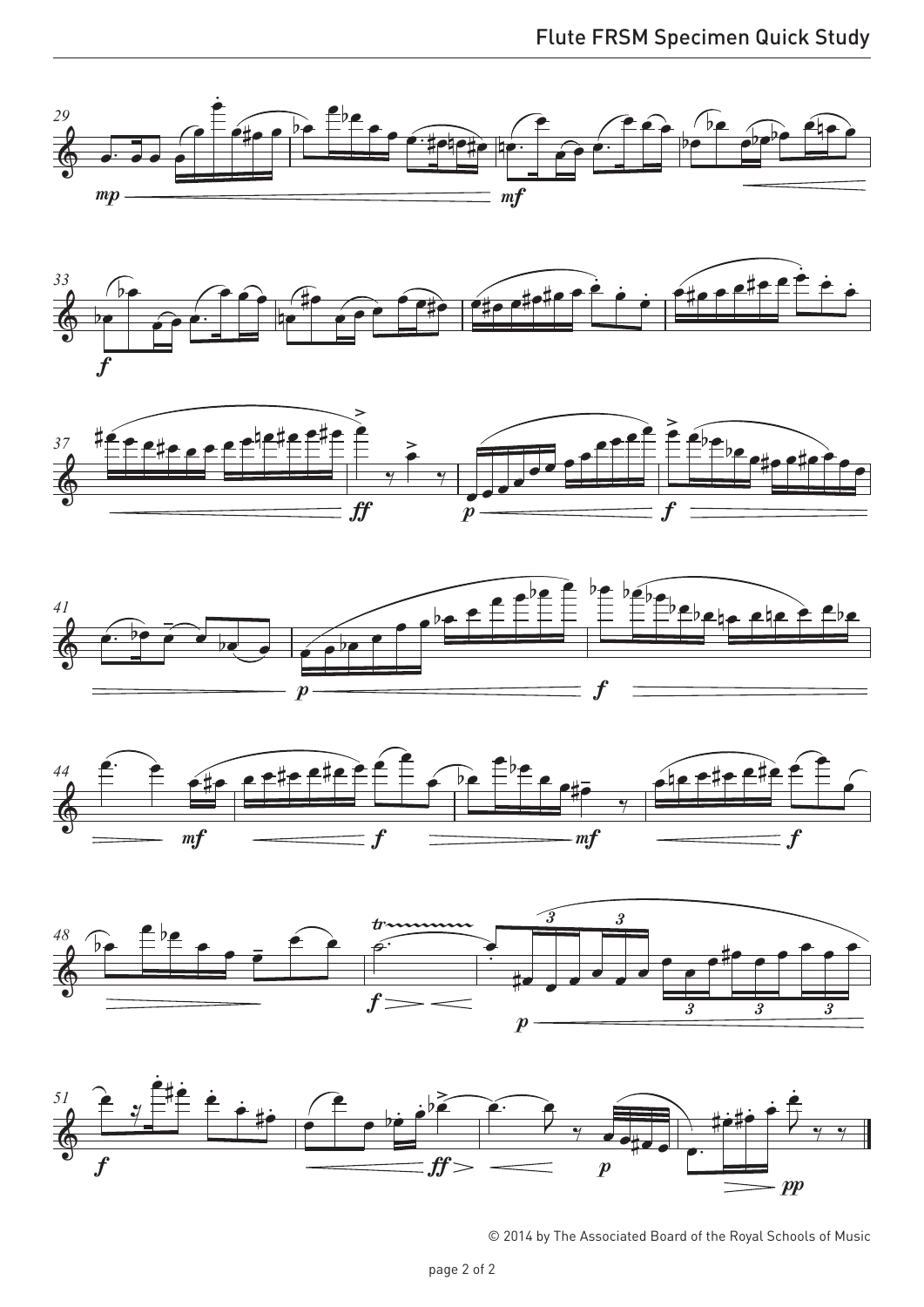© 2014 by The Associated Board of the Royal Schools of Music